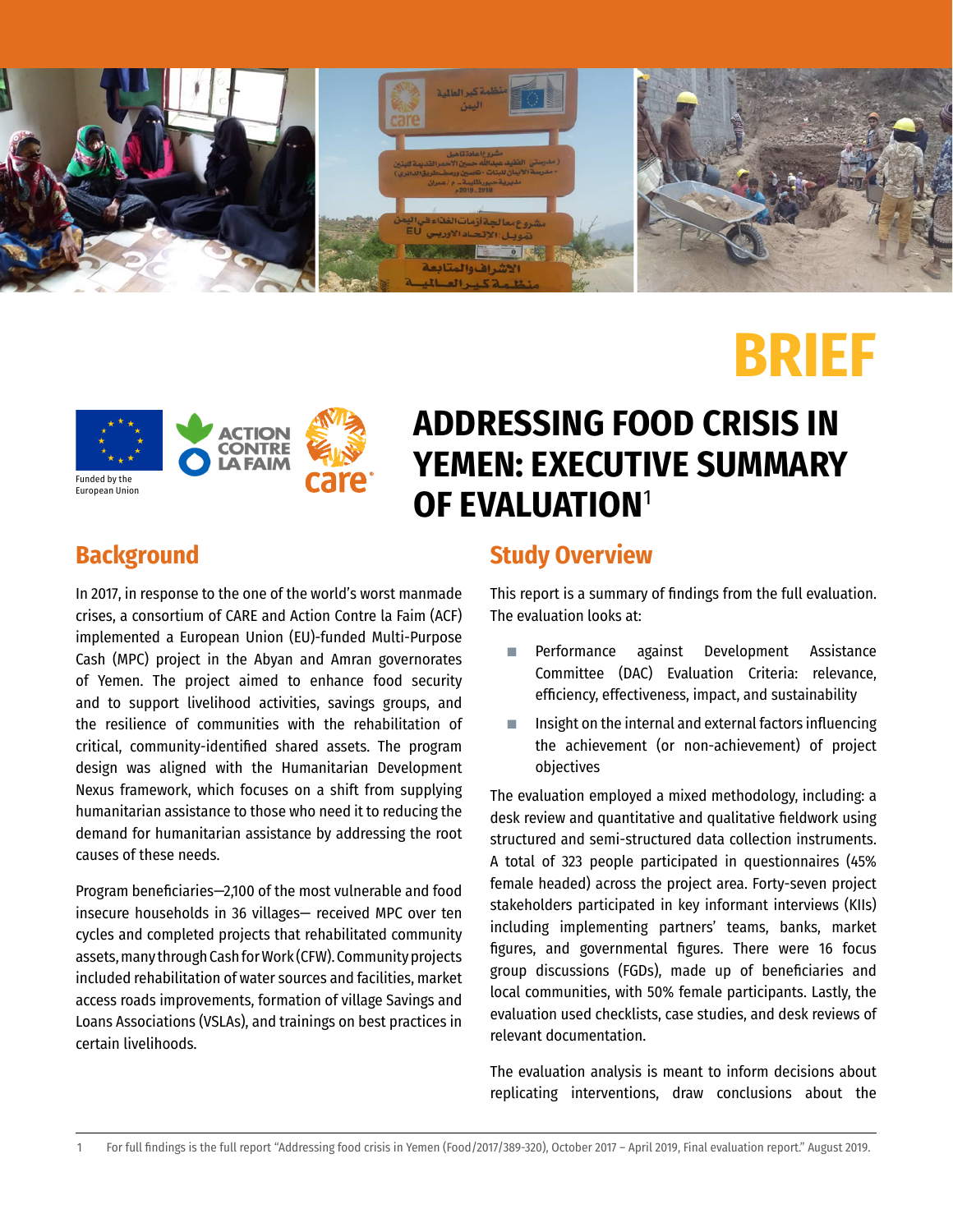# BRIEF

Funded by the European Union

# ADDRESSING FOOD CRISIS IN YEMEN: EXECUTIVE SUMMARY OF EVALUATION[1]

## Background

In 2017, in response to the one of the world's worst manmade crises, a consortium of CARE and Action Contre la Faim (ACF) implemented a European Union (EU)-funded Multi-Purpose Cash (MPC) project in the Abyan and Amran governorates of Yemen. The project aimed to enhance food security and to support livelihood activities, savings groups, and the resilience of communities with the rehabilitation of critical, community-identified shared assets. The program design was aligned with the Humanitarian Development Nexus framework, which focuses on a shift from supplying humanitarian assistance to those who need it to reducing the demand for humanitarian assistance by addressing the root causes of these needs.

Program beneficiaries—2,100 of the most vulnerable and food insecure households in 36 villages— received MPC over ten cycles and completed projects that rehabilitated community assets, many through Cash for Work (CFW). Community projects included rehabilitation of water sources and facilities, market access roads improvements, formation of village Savings and Loans Associations (VSLAs), and trainings on best practices in certain livelihoods.

## Study Overview

This report is a summary of findings from the full evaluation. The evaluation looks at:

- Performance against Development Assistance Committee (DAC) Evaluation Criteria: relevance, efficiency, effectiveness, impact, and sustainability
- Insight on the internal and external factors influencing the achievement (or non-achievement) of project objectives

The evaluation employed a mixed methodology, including: a desk review and quantitative and qualitative fieldwork using structured and semi-structured data collection instruments. A total of 323 people participated in questionnaires (45% female headed) across the project area. Forty-seven project stakeholders participated in key informant interviews (KIIs) including implementing partners' teams, banks, market figures, and governmental figures. There were 16 focus group discussions (FGDs), made up of beneficiaries and local communities, with 50% female participants. Lastly, the evaluation used checklists, case studies, and desk reviews of relevant documentation.

The evaluation analysis is meant to inform decisions about replicating interventions, draw conclusions about the

---

1 For full findings is the full report "Addressing food crisis in Yemen (Food/2017/389-320), October 2017 – April 2019, Final evaluation report." August 2019.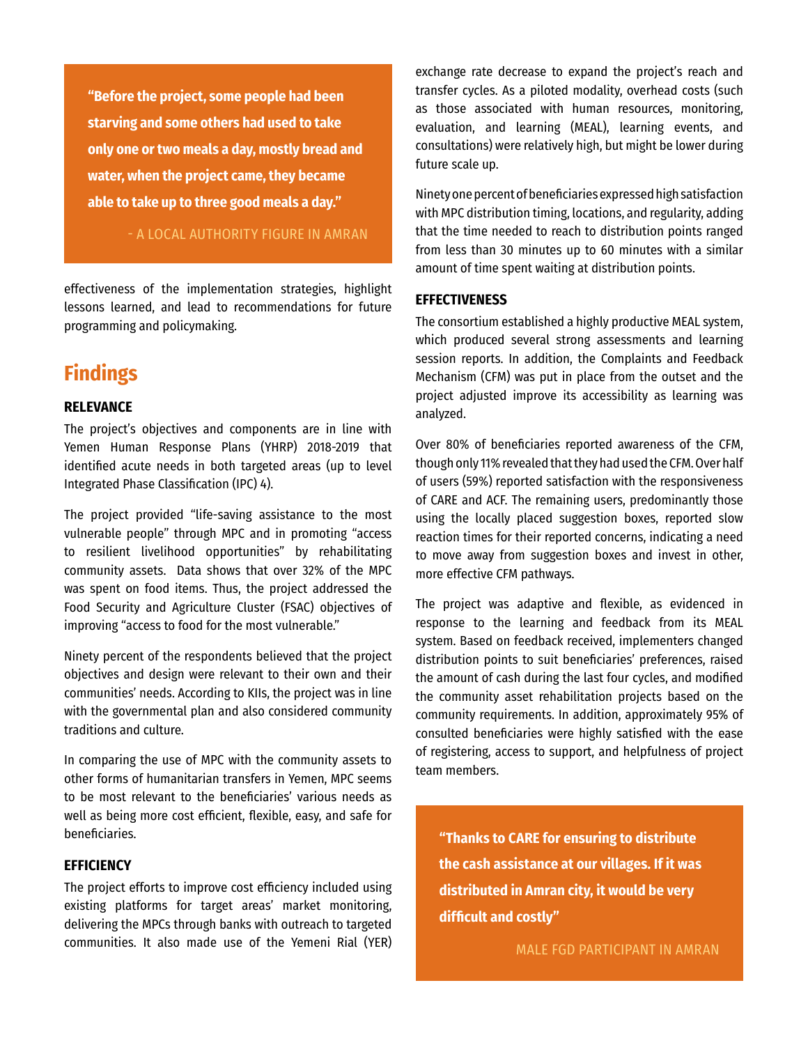> **"Before the project, some people had been starving and some others had used to take only one or two meals a day, mostly bread and water, when the project came, they became able to take up to three good meals a day."**
>
> - A LOCAL AUTHORITY FIGURE IN AMRAN

effectiveness of the implementation strategies, highlight lessons learned, and lead to recommendations for future programming and policymaking.

## Findings

### RELEVANCE

The project's objectives and components are in line with Yemen Human Response Plans (YHRP) 2018-2019 that identified acute needs in both targeted areas (up to level Integrated Phase Classification (IPC) 4).

The project provided "life-saving assistance to the most vulnerable people" through MPC and in promoting "access to resilient livelihood opportunities" by rehabilitating community assets. Data shows that over 32% of the MPC was spent on food items. Thus, the project addressed the Food Security and Agriculture Cluster (FSAC) objectives of improving "access to food for the most vulnerable."

Ninety percent of the respondents believed that the project objectives and design were relevant to their own and their communities' needs. According to KIIs, the project was in line with the governmental plan and also considered community traditions and culture.

In comparing the use of MPC with the community assets to other forms of humanitarian transfers in Yemen, MPC seems to be most relevant to the beneficiaries' various needs as well as being more cost efficient, flexible, easy, and safe for beneficiaries.

### EFFICIENCY

The project efforts to improve cost efficiency included using existing platforms for target areas' market monitoring, delivering the MPCs through banks with outreach to targeted communities. It also made use of the Yemeni Rial (YER) exchange rate decrease to expand the project's reach and transfer cycles. As a piloted modality, overhead costs (such as those associated with human resources, monitoring, evaluation, and learning (MEAL), learning events, and consultations) were relatively high, but might be lower during future scale up.

Ninety one percent of beneficiaries expressed high satisfaction with MPC distribution timing, locations, and regularity, adding that the time needed to reach to distribution points ranged from less than 30 minutes up to 60 minutes with a similar amount of time spent waiting at distribution points.

### EFFECTIVENESS

The consortium established a highly productive MEAL system, which produced several strong assessments and learning session reports. In addition, the Complaints and Feedback Mechanism (CFM) was put in place from the outset and the project adjusted improve its accessibility as learning was analyzed.

Over 80% of beneficiaries reported awareness of the CFM, though only 11% revealed that they had used the CFM. Over half of users (59%) reported satisfaction with the responsiveness of CARE and ACF. The remaining users, predominantly those using the locally placed suggestion boxes, reported slow reaction times for their reported concerns, indicating a need to move away from suggestion boxes and invest in other, more effective CFM pathways.

The project was adaptive and flexible, as evidenced in response to the learning and feedback from its MEAL system. Based on feedback received, implementers changed distribution points to suit beneficiaries' preferences, raised the amount of cash during the last four cycles, and modified the community asset rehabilitation projects based on the community requirements. In addition, approximately 95% of consulted beneficiaries were highly satisfied with the ease of registering, access to support, and helpfulness of project team members.

> **"Thanks to CARE for ensuring to distribute the cash assistance at our villages. If it was distributed in Amran city, it would be very difficult and costly"**
>
> MALE FGD PARTICIPANT IN AMRAN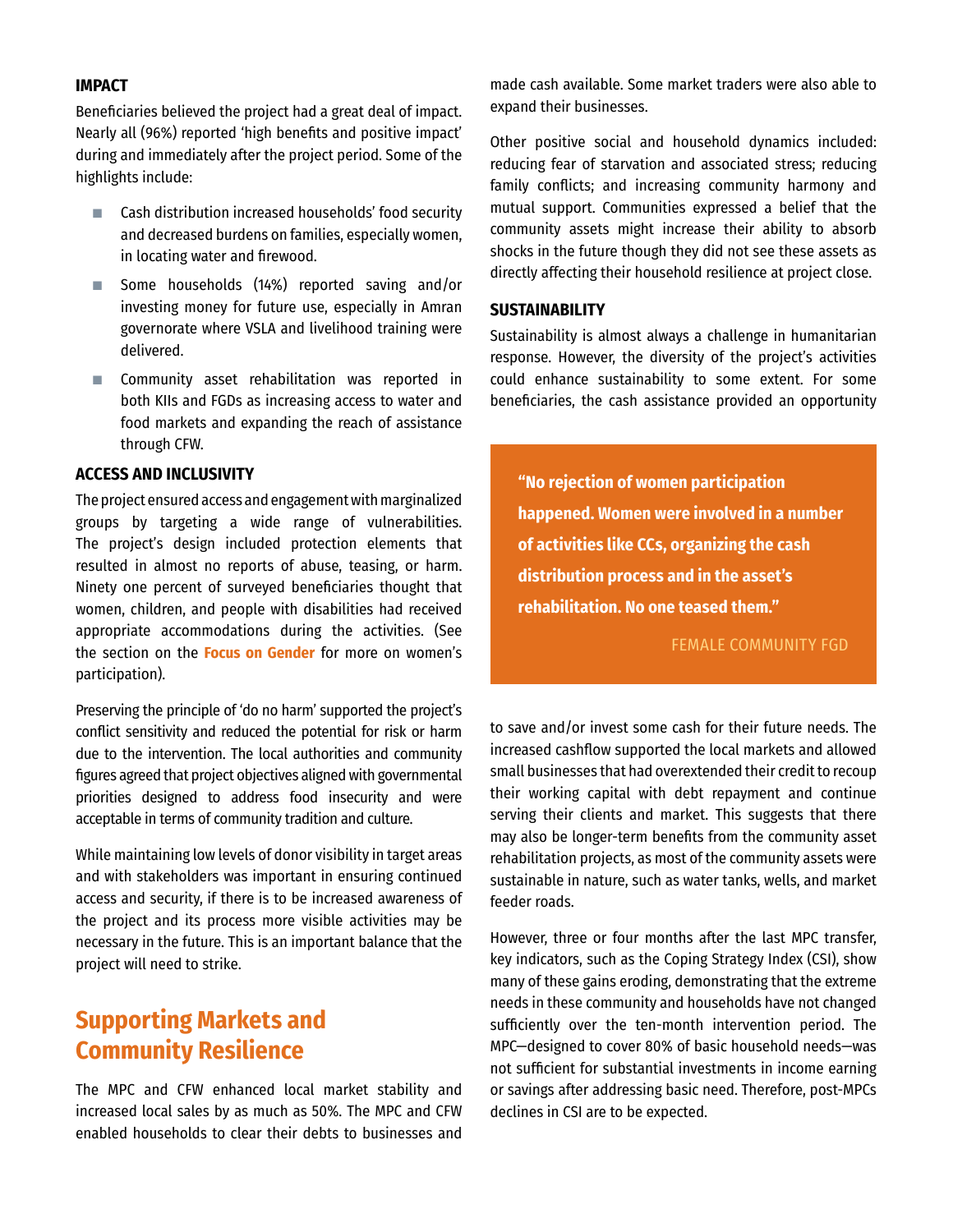### IMPACT

Beneficiaries believed the project had a great deal of impact. Nearly all (96%) reported 'high benefits and positive impact' during and immediately after the project period. Some of the highlights include:

- Cash distribution increased households' food security and decreased burdens on families, especially women, in locating water and firewood.
- Some households (14%) reported saving and/or investing money for future use, especially in Amran governorate where VSLA and livelihood training were delivered.
- Community asset rehabilitation was reported in both KIIs and FGDs as increasing access to water and food markets and expanding the reach of assistance through CFW.

### ACCESS AND INCLUSIVITY

The project ensured access and engagement with marginalized groups by targeting a wide range of vulnerabilities. The project's design included protection elements that resulted in almost no reports of abuse, teasing, or harm. Ninety one percent of surveyed beneficiaries thought that women, children, and people with disabilities had received appropriate accommodations during the activities. (See the section on the **Focus on Gender** for more on women's participation).

Preserving the principle of 'do no harm' supported the project's conflict sensitivity and reduced the potential for risk or harm due to the intervention. The local authorities and community figures agreed that project objectives aligned with governmental priorities designed to address food insecurity and were acceptable in terms of community tradition and culture.

While maintaining low levels of donor visibility in target areas and with stakeholders was important in ensuring continued access and security, if there is to be increased awareness of the project and its process more visible activities may be necessary in the future. This is an important balance that the project will need to strike.

## Supporting Markets and Community Resilience

The MPC and CFW enhanced local market stability and increased local sales by as much as 50%. The MPC and CFW enabled households to clear their debts to businesses and made cash available. Some market traders were also able to expand their businesses.

Other positive social and household dynamics included: reducing fear of starvation and associated stress; reducing family conflicts; and increasing community harmony and mutual support. Communities expressed a belief that the community assets might increase their ability to absorb shocks in the future though they did not see these assets as directly affecting their household resilience at project close.

### SUSTAINABILITY

Sustainability is almost always a challenge in humanitarian response. However, the diversity of the project's activities could enhance sustainability to some extent. For some beneficiaries, the cash assistance provided an opportunity to save and/or invest some cash for their future needs. The increased cashflow supported the local markets and allowed small businesses that had overextended their credit to recoup their working capital with debt repayment and continue serving their clients and market. This suggests that there may also be longer-term benefits from the community asset rehabilitation projects, as most of the community assets were sustainable in nature, such as water tanks, wells, and market feeder roads.

> **"No rejection of women participation happened. Women were involved in a number of activities like CCs, organizing the cash distribution process and in the asset's rehabilitation. No one teased them."**
>
> FEMALE COMMUNITY FGD

However, three or four months after the last MPC transfer, key indicators, such as the Coping Strategy Index (CSI), show many of these gains eroding, demonstrating that the extreme needs in these community and households have not changed sufficiently over the ten-month intervention period. The MPC—designed to cover 80% of basic household needs—was not sufficient for substantial investments in income earning or savings after addressing basic need. Therefore, post-MPCs declines in CSI are to be expected.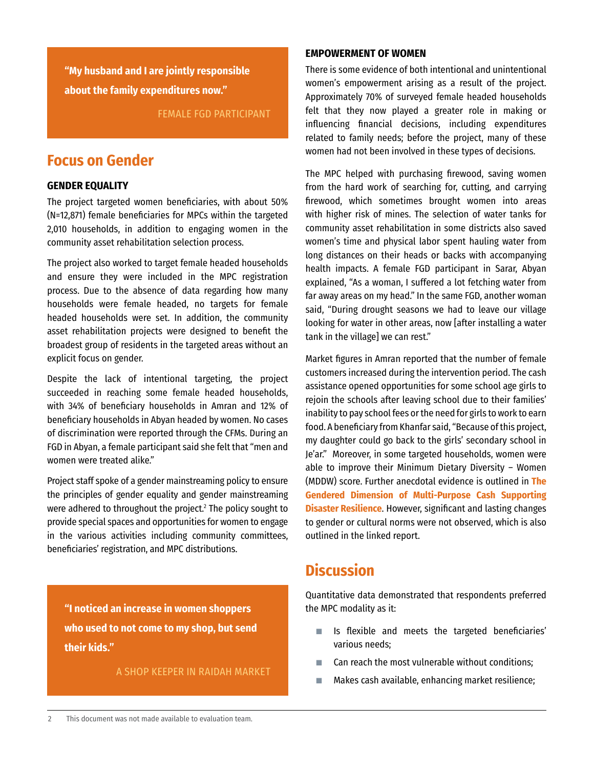> **"My husband and I are jointly responsible about the family expenditures now."**
>
> FEMALE FGD PARTICIPANT

## Focus on Gender

### GENDER EQUALITY

The project targeted women beneficiaries, with about 50% (N=12,871) female beneficiaries for MPCs within the targeted 2,010 households, in addition to engaging women in the community asset rehabilitation selection process.

The project also worked to target female headed households and ensure they were included in the MPC registration process. Due to the absence of data regarding how many households were female headed, no targets for female headed households were set. In addition, the community asset rehabilitation projects were designed to benefit the broadest group of residents in the targeted areas without an explicit focus on gender.

Despite the lack of intentional targeting, the project succeeded in reaching some female headed households, with 34% of beneficiary households in Amran and 12% of beneficiary households in Abyan headed by women. No cases of discrimination were reported through the CFMs. During an FGD in Abyan, a female participant said she felt that "men and women were treated alike."

Project staff spoke of a gender mainstreaming policy to ensure the principles of gender equality and gender mainstreaming were adhered to throughout the project.[2] The policy sought to provide special spaces and opportunities for women to engage in the various activities including community committees, beneficiaries' registration, and MPC distributions.

> **"I noticed an increase in women shoppers who used to not come to my shop, but send their kids."**
>
> A SHOP KEEPER IN RAIDAH MARKET

### EMPOWERMENT OF WOMEN

There is some evidence of both intentional and unintentional women's empowerment arising as a result of the project. Approximately 70% of surveyed female headed households felt that they now played a greater role in making or influencing financial decisions, including expenditures related to family needs; before the project, many of these women had not been involved in these types of decisions.

The MPC helped with purchasing firewood, saving women from the hard work of searching for, cutting, and carrying firewood, which sometimes brought women into areas with higher risk of mines. The selection of water tanks for community asset rehabilitation in some districts also saved women's time and physical labor spent hauling water from long distances on their heads or backs with accompanying health impacts. A female FGD participant in Sarar, Abyan explained, "As a woman, I suffered a lot fetching water from far away areas on my head." In the same FGD, another woman said, "During drought seasons we had to leave our village looking for water in other areas, now [after installing a water tank in the village] we can rest."

Market figures in Amran reported that the number of female customers increased during the intervention period. The cash assistance opened opportunities for some school age girls to rejoin the schools after leaving school due to their families' inability to pay school fees or the need for girls to work to earn food. A beneficiary from Khanfar said, "Because of this project, my daughter could go back to the girls' secondary school in Je'ar." Moreover, in some targeted households, women were able to improve their Minimum Dietary Diversity – Women (MDDW) score. Further anecdotal evidence is outlined in **The Gendered Dimension of Multi-Purpose Cash Supporting Disaster Resilience**. However, significant and lasting changes to gender or cultural norms were not observed, which is also outlined in the linked report.

## Discussion

Quantitative data demonstrated that respondents preferred the MPC modality as it:

- Is flexible and meets the targeted beneficiaries' various needs;
- Can reach the most vulnerable without conditions;
- Makes cash available, enhancing market resilience;

---

[2] This document was not made available to evaluation team.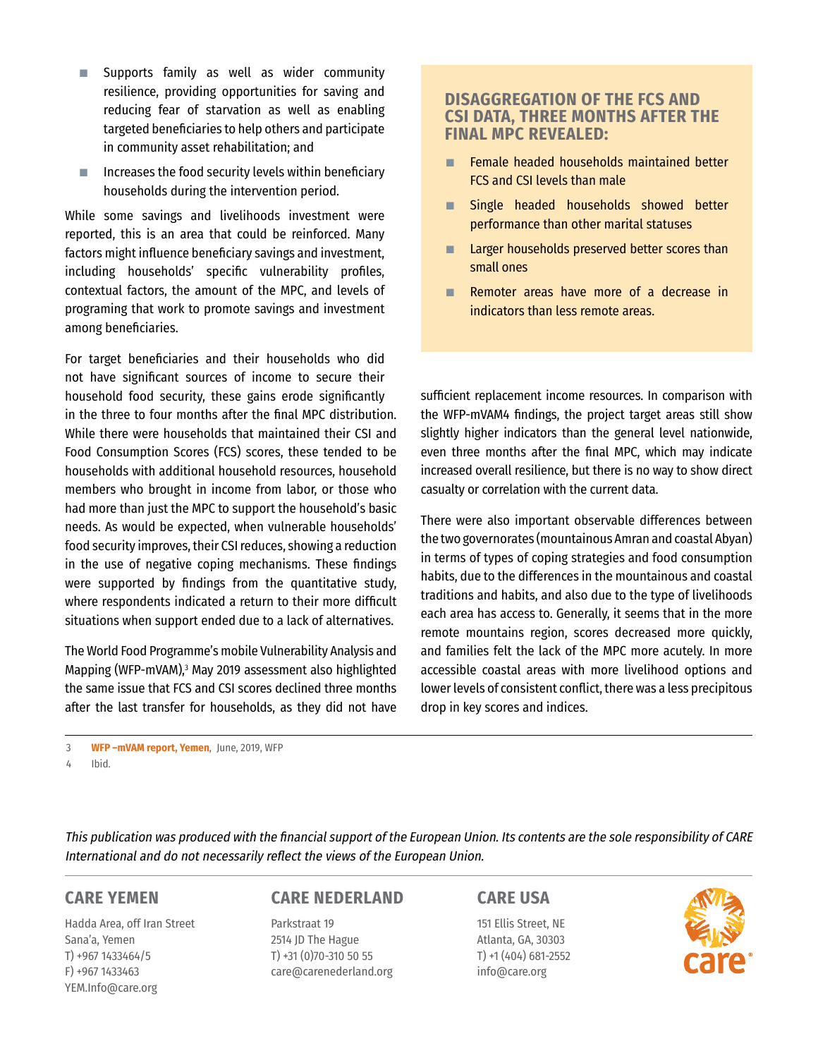- Supports family as well as wider community resilience, providing opportunities for saving and reducing fear of starvation as well as enabling targeted beneficiaries to help others and participate in community asset rehabilitation; and
- Increases the food security levels within beneficiary households during the intervention period.

While some savings and livelihoods investment were reported, this is an area that could be reinforced. Many factors might influence beneficiary savings and investment, including households' specific vulnerability profiles, contextual factors, the amount of the MPC, and levels of programing that work to promote savings and investment among beneficiaries.

For target beneficiaries and their households who did not have significant sources of income to secure their household food security, these gains erode significantly in the three to four months after the final MPC distribution. While there were households that maintained their CSI and Food Consumption Scores (FCS) scores, these tended to be households with additional household resources, household members who brought in income from labor, or those who had more than just the MPC to support the household's basic needs. As would be expected, when vulnerable households' food security improves, their CSI reduces, showing a reduction in the use of negative coping mechanisms. These findings were supported by findings from the quantitative study, where respondents indicated a return to their more difficult situations when support ended due to a lack of alternatives.

The World Food Programme's mobile Vulnerability Analysis and Mapping (WFP-mVAM),[3] May 2019 assessment also highlighted the same issue that FCS and CSI scores declined three months after the last transfer for households, as they did not have sufficient replacement income resources. In comparison with the WFP-mVAM4 findings, the project target areas still show slightly higher indicators than the general level nationwide, even three months after the final MPC, which may indicate increased overall resilience, but there is no way to show direct casualty or correlation with the current data.

### DISAGGREGATION OF THE FCS AND CSI DATA, THREE MONTHS AFTER THE FINAL MPC REVEALED:

- Female headed households maintained better FCS and CSI levels than male
- Single headed households showed better performance than other marital statuses
- Larger households preserved better scores than small ones
- Remoter areas have more of a decrease in indicators than less remote areas.

There were also important observable differences between the two governorates (mountainous Amran and coastal Abyan) in terms of types of coping strategies and food consumption habits, due to the differences in the mountainous and coastal traditions and habits, and also due to the type of livelihoods each area has access to. Generally, it seems that in the more remote mountains region, scores decreased more quickly, and families felt the lack of the MPC more acutely. In more accessible coastal areas with more livelihood options and lower levels of consistent conflict, there was a less precipitous drop in key scores and indices.

---

3 **WFP –mVAM report, Yemen**, June, 2019, WFP

4 Ibid.

*This publication was produced with the financial support of the European Union. Its contents are the sole responsibility of CARE International and do not necessarily reflect the views of the European Union.*

**CARE YEMEN**
Hadda Area, off Iran Street
Sana'a, Yemen
T) +967 1433464/5
F) +967 1433463
YEM.Info@care.org

**CARE NEDERLAND**
Parkstraat 19
2514 JD The Hague
T) +31 (0)70-310 50 55
care@carenederland.org

**CARE USA**
151 Ellis Street, NE
Atlanta, GA, 30303
T) +1 (404) 681-2552
info@care.org

care®